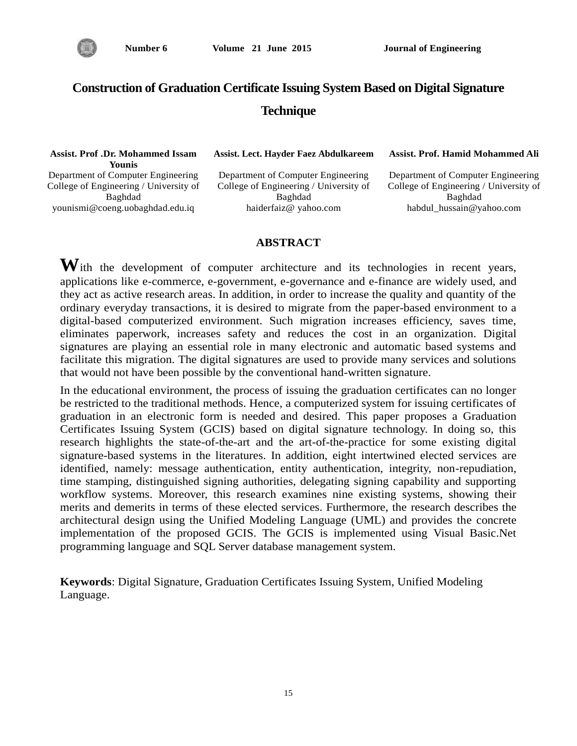# Construction of Graduation Certificate Issuing System Based on Digital Signature Technique

**Assist. Prof .Dr. Mohammed Issam Younis**
Department of Computer Engineering
College of Engineering / University of Baghdad
younismi@coeng.uobaghdad.edu.iq

**Assist. Lect. Hayder Faez Abdulkareem**
Department of Computer Engineering
College of Engineering / University of Baghdad
haiderfaiz@ yahoo.com

**Assist. Prof. Hamid Mohammed Ali**
Department of Computer Engineering
College of Engineering / University of Baghdad
habdul_hussain@yahoo.com

## ABSTRACT

With the development of computer architecture and its technologies in recent years, applications like e-commerce, e-government, e-governance and e-finance are widely used, and they act as active research areas. In addition, in order to increase the quality and quantity of the ordinary everyday transactions, it is desired to migrate from the paper-based environment to a digital-based computerized environment. Such migration increases efficiency, saves time, eliminates paperwork, increases safety and reduces the cost in an organization. Digital signatures are playing an essential role in many electronic and automatic based systems and facilitate this migration. The digital signatures are used to provide many services and solutions that would not have been possible by the conventional hand-written signature.

In the educational environment, the process of issuing the graduation certificates can no longer be restricted to the traditional methods. Hence, a computerized system for issuing certificates of graduation in an electronic form is needed and desired. This paper proposes a Graduation Certificates Issuing System (GCIS) based on digital signature technology. In doing so, this research highlights the state-of-the-art and the art-of-the-practice for some existing digital signature-based systems in the literatures. In addition, eight intertwined elected services are identified, namely: message authentication, entity authentication, integrity, non-repudiation, time stamping, distinguished signing authorities, delegating signing capability and supporting workflow systems. Moreover, this research examines nine existing systems, showing their merits and demerits in terms of these elected services. Furthermore, the research describes the architectural design using the Unified Modeling Language (UML) and provides the concrete implementation of the proposed GCIS. The GCIS is implemented using Visual Basic.Net programming language and SQL Server database management system.

**Keywords**: Digital Signature, Graduation Certificates Issuing System, Unified Modeling Language.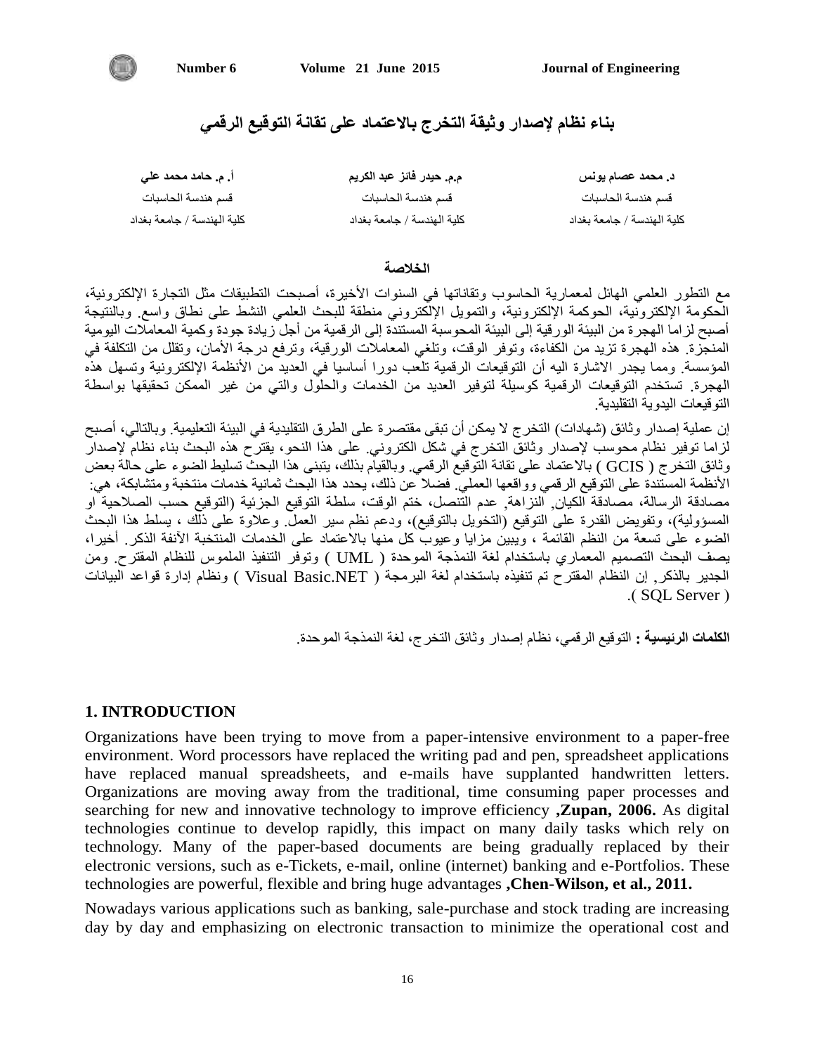# بناء نظام لإصدار وثيقة التخرج بالاعتماد على تقانة التوقيع الرقمي

| د. محمد عصام يونس | م.م. حيدر فائز عبد الكريم | أ. م. حامد محمد علي |
| --- | --- | --- |
| قسم هندسة الحاسبات | قسم هندسة الحاسبات | قسم هندسة الحاسبات |
| كلية الهندسة / جامعة بغداد | كلية الهندسة / جامعة بغداد | كلية الهندسة / جامعة بغداد |

## الخلاصة

مع التطور العلمي الهائل لمعمارية الحاسوب وتقاناتها في السنوات الأخيرة، أصبحت التطبيقات مثل التجارة الإلكترونية، الحكومة الإلكترونية، الحوكمة الإلكترونية، والتمويل الإلكتروني منطقة للبحث العلمي النشط على نطاق واسع. وبالنتيجة أصبح لزاما الهجرة من البيئة الورقية إلى البيئة المحوسبة المستندة إلى الرقمية من أجل زيادة جودة وكمية المعاملات اليومية المنجزة. هذه الهجرة تزيد من الكفاءة، وتوفر الوقت، وتلغي المعاملات الورقية، وترفع درجة الأمان، وتقلل من التكلفة في المؤسسة. ومما يجدر الاشارة اليه أن التوقيعات الرقمية تلعب دورا أساسيا في العديد من الأنظمة الإلكترونية وتسهل هذه الهجرة. تستخدم التوقيعات الرقمية كوسيلة لتوفير العديد من الخدمات والحلول والتي من غير الممكن تحقيقها بواسطة التوقيعات اليدوية التقليدية.

إن عملية إصدار وثائق (شهادات) التخرج لا يمكن أن تبقى مقتصرة على الطرق التقليدية في البيئة التعليمية. وبالتالي، أصبح لزاما توفير نظام محوسب لإصدار وثائق التخرج في شكل الكتروني. على هذا النحو، يقترح هذه البحث بناء نظام لإصدار وثائق التخرج ( GCIS ) بالاعتماد على تقانة التوقيع الرقمي. وبالقيام بذلك، يتبنى هذا البحث تسليط الضوء على حالة بعض الأنظمة المستندة على التوقيع الرقمي وواقعها العملي. فضلا عن ذلك، يحدد هذا البحث ثمانية خدمات منتخبة ومتشابكة، هي: مصادقة الرسالة، مصادقة الكيان, النزاهة, عدم التنصل، ختم الوقت، سلطة التوقيع الجزئية (التوقيع حسب الصلاحية او المسؤولية)، وتفويض القدرة على التوقيع (التخويل بالتوقيع)، ودعم نظم سير العمل. وعلاوة على ذلك ، يسلط هذا البحث الضوء على تسعة من النظم القائمة ، ويبين مزايا وعيوب كل منها بالاعتماد على الخدمات المنتخبة الآنفة الذكر. أخيرا، يصف البحث التصميم المعماري باستخدام لغة النمذجة الموحدة ( UML ) وتوفر التنفيذ الملموس للنظام المقترح. ومن الجدير بالذكر, إن النظام المقترح تم تنفيذه باستخدام لغة البرمجة ( Visual Basic.NET ) ونظام إدارة قواعد البيانات ( SQL Server ).

**الكلمات الرئيسية :** التوقيع الرقمي، نظام إصدار وثائق التخرج، لغة النمذجة الموحدة.

## 1. INTRODUCTION

Organizations have been trying to move from a paper-intensive environment to a paper-free environment. Word processors have replaced the writing pad and pen, spreadsheet applications have replaced manual spreadsheets, and e-mails have supplanted handwritten letters. Organizations are moving away from the traditional, time consuming paper processes and searching for new and innovative technology to improve efficiency **,Zupan, 2006.** As digital technologies continue to develop rapidly, this impact on many daily tasks which rely on technology. Many of the paper-based documents are being gradually replaced by their electronic versions, such as e-Tickets, e-mail, online (internet) banking and e-Portfolios. These technologies are powerful, flexible and bring huge advantages **,Chen-Wilson, et al., 2011.**

Nowadays various applications such as banking, sale-purchase and stock trading are increasing day by day and emphasizing on electronic transaction to minimize the operational cost and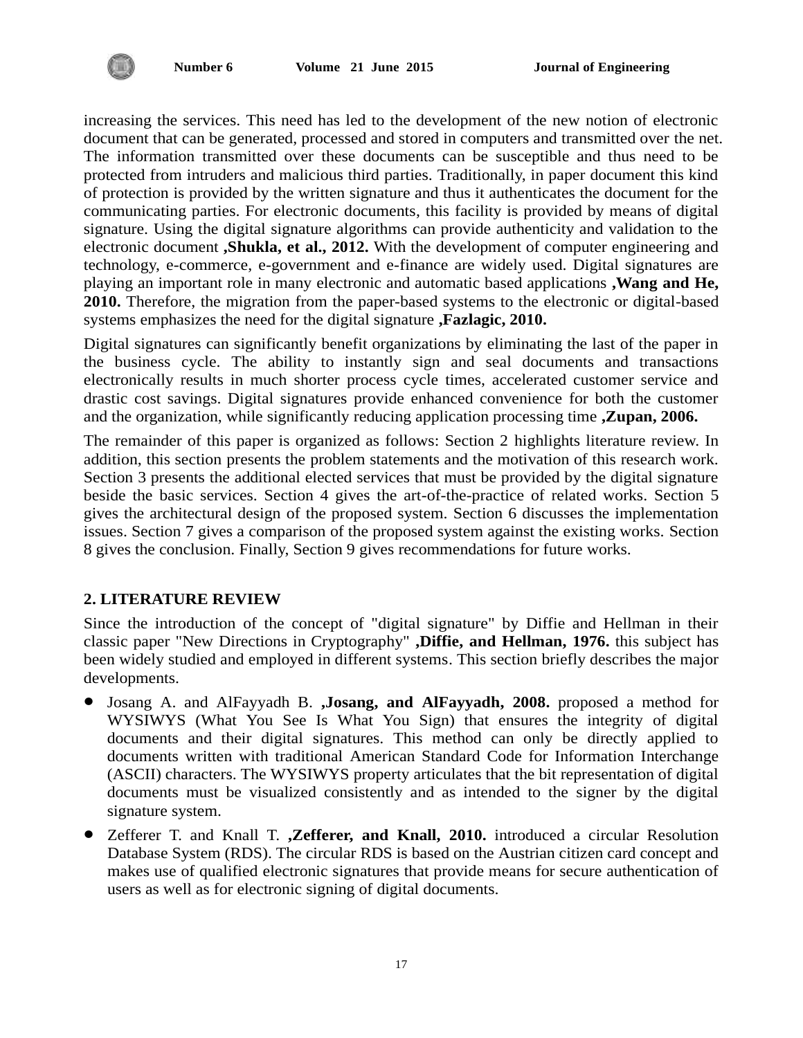increasing the services. This need has led to the development of the new notion of electronic document that can be generated, processed and stored in computers and transmitted over the net. The information transmitted over these documents can be susceptible and thus need to be protected from intruders and malicious third parties. Traditionally, in paper document this kind of protection is provided by the written signature and thus it authenticates the document for the communicating parties. For electronic documents, this facility is provided by means of digital signature. Using the digital signature algorithms can provide authenticity and validation to the electronic document **,Shukla, et al., 2012.** With the development of computer engineering and technology, e-commerce, e-government and e-finance are widely used. Digital signatures are playing an important role in many electronic and automatic based applications **,Wang and He, 2010.** Therefore, the migration from the paper-based systems to the electronic or digital-based systems emphasizes the need for the digital signature **,Fazlagic, 2010.**

Digital signatures can significantly benefit organizations by eliminating the last of the paper in the business cycle. The ability to instantly sign and seal documents and transactions electronically results in much shorter process cycle times, accelerated customer service and drastic cost savings. Digital signatures provide enhanced convenience for both the customer and the organization, while significantly reducing application processing time **,Zupan, 2006.**

The remainder of this paper is organized as follows: Section 2 highlights literature review. In addition, this section presents the problem statements and the motivation of this research work. Section 3 presents the additional elected services that must be provided by the digital signature beside the basic services. Section 4 gives the art-of-the-practice of related works. Section 5 gives the architectural design of the proposed system. Section 6 discusses the implementation issues. Section 7 gives a comparison of the proposed system against the existing works. Section 8 gives the conclusion. Finally, Section 9 gives recommendations for future works.

## 2. LITERATURE REVIEW

Since the introduction of the concept of "digital signature" by Diffie and Hellman in their classic paper "New Directions in Cryptography" **,Diffie, and Hellman, 1976.** this subject has been widely studied and employed in different systems. This section briefly describes the major developments.

- Josang A. and AlFayyadh B. **,Josang, and AlFayyadh, 2008.** proposed a method for WYSIWYS (What You See Is What You Sign) that ensures the integrity of digital documents and their digital signatures. This method can only be directly applied to documents written with traditional American Standard Code for Information Interchange (ASCII) characters. The WYSIWYS property articulates that the bit representation of digital documents must be visualized consistently and as intended to the signer by the digital signature system.
- Zefferer T. and Knall T. **,Zefferer, and Knall, 2010.** introduced a circular Resolution Database System (RDS). The circular RDS is based on the Austrian citizen card concept and makes use of qualified electronic signatures that provide means for secure authentication of users as well as for electronic signing of digital documents.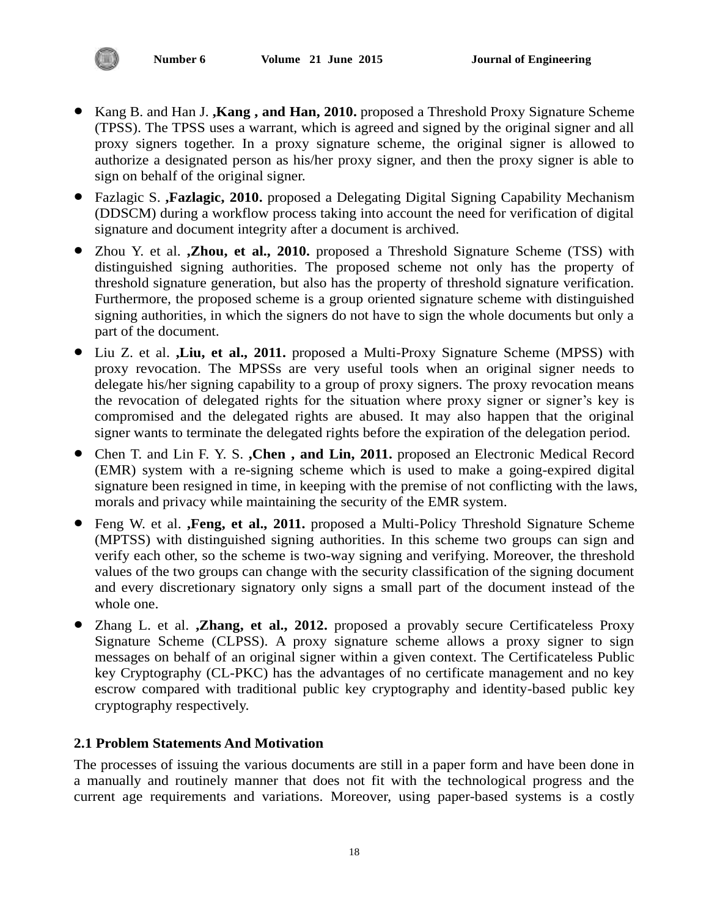- Kang B. and Han J. **,Kang , and Han, 2010.** proposed a Threshold Proxy Signature Scheme (TPSS). The TPSS uses a warrant, which is agreed and signed by the original signer and all proxy signers together. In a proxy signature scheme, the original signer is allowed to authorize a designated person as his/her proxy signer, and then the proxy signer is able to sign on behalf of the original signer.
- Fazlagic S. **,Fazlagic, 2010.** proposed a Delegating Digital Signing Capability Mechanism (DDSCM) during a workflow process taking into account the need for verification of digital signature and document integrity after a document is archived.
- Zhou Y. et al. **,Zhou, et al., 2010.** proposed a Threshold Signature Scheme (TSS) with distinguished signing authorities. The proposed scheme not only has the property of threshold signature generation, but also has the property of threshold signature verification. Furthermore, the proposed scheme is a group oriented signature scheme with distinguished signing authorities, in which the signers do not have to sign the whole documents but only a part of the document.
- Liu Z. et al. **,Liu, et al., 2011.** proposed a Multi-Proxy Signature Scheme (MPSS) with proxy revocation. The MPSSs are very useful tools when an original signer needs to delegate his/her signing capability to a group of proxy signers. The proxy revocation means the revocation of delegated rights for the situation where proxy signer or signer's key is compromised and the delegated rights are abused. It may also happen that the original signer wants to terminate the delegated rights before the expiration of the delegation period.
- Chen T. and Lin F. Y. S. **,Chen , and Lin, 2011.** proposed an Electronic Medical Record (EMR) system with a re-signing scheme which is used to make a going-expired digital signature been resigned in time, in keeping with the premise of not conflicting with the laws, morals and privacy while maintaining the security of the EMR system.
- Feng W. et al. **,Feng, et al., 2011.** proposed a Multi-Policy Threshold Signature Scheme (MPTSS) with distinguished signing authorities. In this scheme two groups can sign and verify each other, so the scheme is two-way signing and verifying. Moreover, the threshold values of the two groups can change with the security classification of the signing document and every discretionary signatory only signs a small part of the document instead of the whole one.
- Zhang L. et al. **,Zhang, et al., 2012.** proposed a provably secure Certificateless Proxy Signature Scheme (CLPSS). A proxy signature scheme allows a proxy signer to sign messages on behalf of an original signer within a given context. The Certificateless Public key Cryptography (CL-PKC) has the advantages of no certificate management and no key escrow compared with traditional public key cryptography and identity-based public key cryptography respectively.

### 2.1 Problem Statements And Motivation

The processes of issuing the various documents are still in a paper form and have been done in a manually and routinely manner that does not fit with the technological progress and the current age requirements and variations. Moreover, using paper-based systems is a costly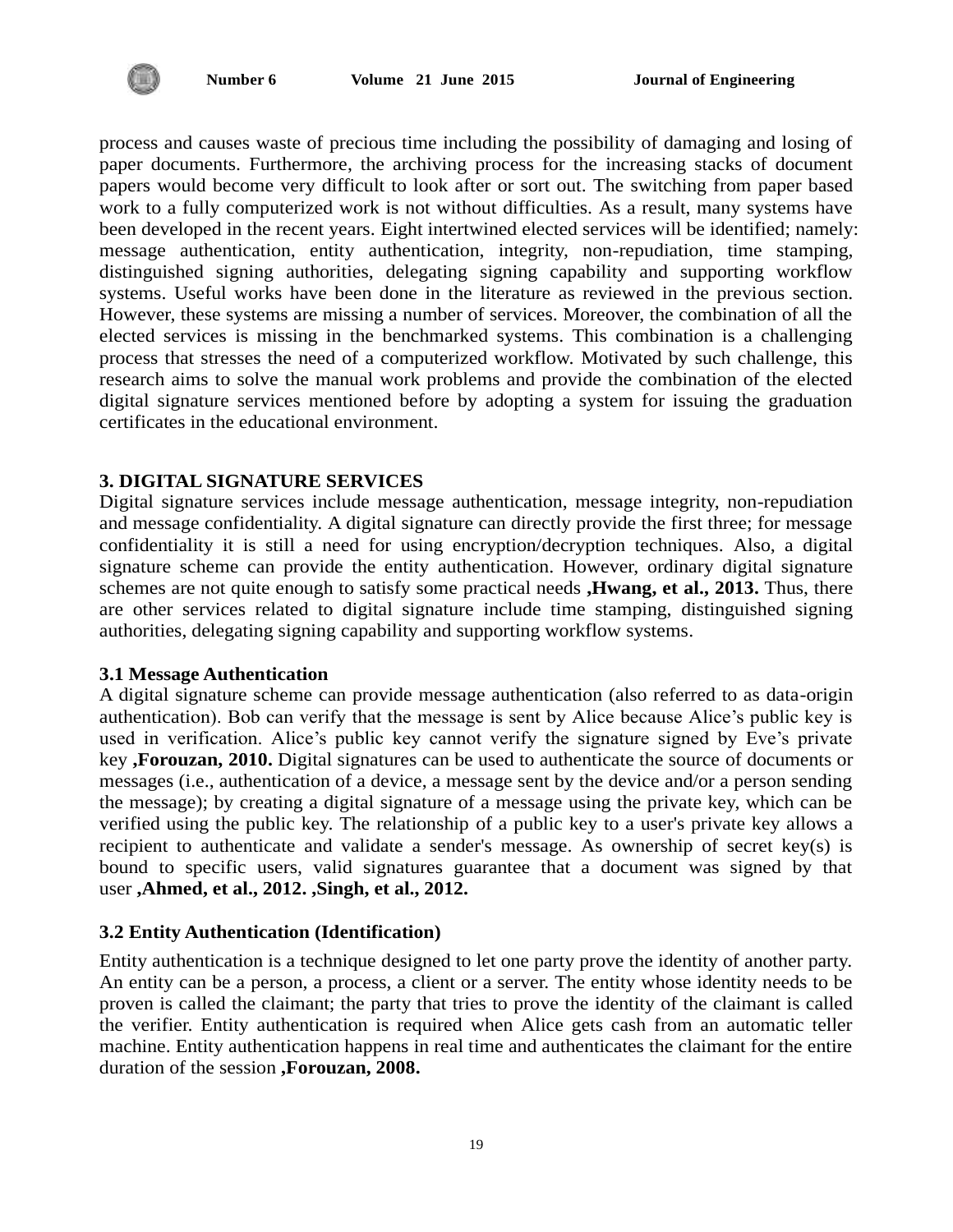process and causes waste of precious time including the possibility of damaging and losing of paper documents. Furthermore, the archiving process for the increasing stacks of document papers would become very difficult to look after or sort out. The switching from paper based work to a fully computerized work is not without difficulties. As a result, many systems have been developed in the recent years. Eight intertwined elected services will be identified; namely: message authentication, entity authentication, integrity, non-repudiation, time stamping, distinguished signing authorities, delegating signing capability and supporting workflow systems. Useful works have been done in the literature as reviewed in the previous section. However, these systems are missing a number of services. Moreover, the combination of all the elected services is missing in the benchmarked systems. This combination is a challenging process that stresses the need of a computerized workflow. Motivated by such challenge, this research aims to solve the manual work problems and provide the combination of the elected digital signature services mentioned before by adopting a system for issuing the graduation certificates in the educational environment.

## 3. DIGITAL SIGNATURE SERVICES

Digital signature services include message authentication, message integrity, non-repudiation and message confidentiality. A digital signature can directly provide the first three; for message confidentiality it is still a need for using encryption/decryption techniques. Also, a digital signature scheme can provide the entity authentication. However, ordinary digital signature schemes are not quite enough to satisfy some practical needs **,Hwang, et al., 2013.** Thus, there are other services related to digital signature include time stamping, distinguished signing authorities, delegating signing capability and supporting workflow systems.

### 3.1 Message Authentication

A digital signature scheme can provide message authentication (also referred to as data-origin authentication). Bob can verify that the message is sent by Alice because Alice's public key is used in verification. Alice's public key cannot verify the signature signed by Eve's private key **,Forouzan, 2010.** Digital signatures can be used to authenticate the source of documents or messages (i.e., authentication of a device, a message sent by the device and/or a person sending the message); by creating a digital signature of a message using the private key, which can be verified using the public key. The relationship of a public key to a user's private key allows a recipient to authenticate and validate a sender's message. As ownership of secret key(s) is bound to specific users, valid signatures guarantee that a document was signed by that user **,Ahmed, et al., 2012. ,Singh, et al., 2012.**

### 3.2 Entity Authentication (Identification)

Entity authentication is a technique designed to let one party prove the identity of another party. An entity can be a person, a process, a client or a server. The entity whose identity needs to be proven is called the claimant; the party that tries to prove the identity of the claimant is called the verifier. Entity authentication is required when Alice gets cash from an automatic teller machine. Entity authentication happens in real time and authenticates the claimant for the entire duration of the session **,Forouzan, 2008.**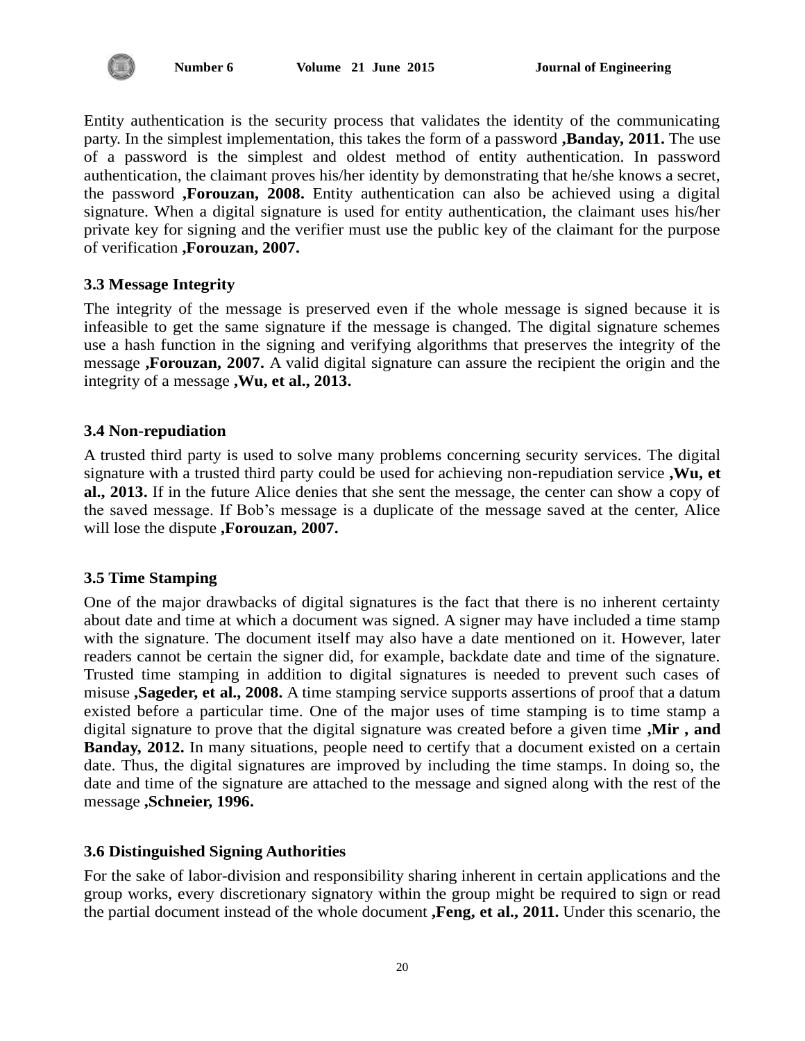Entity authentication is the security process that validates the identity of the communicating party. In the simplest implementation, this takes the form of a password **,Banday, 2011.** The use of a password is the simplest and oldest method of entity authentication. In password authentication, the claimant proves his/her identity by demonstrating that he/she knows a secret, the password **,Forouzan, 2008.** Entity authentication can also be achieved using a digital signature. When a digital signature is used for entity authentication, the claimant uses his/her private key for signing and the verifier must use the public key of the claimant for the purpose of verification **,Forouzan, 2007.**

### 3.3 Message Integrity

The integrity of the message is preserved even if the whole message is signed because it is infeasible to get the same signature if the message is changed. The digital signature schemes use a hash function in the signing and verifying algorithms that preserves the integrity of the message **,Forouzan, 2007.** A valid digital signature can assure the recipient the origin and the integrity of a message **,Wu, et al., 2013.**

### 3.4 Non-repudiation

A trusted third party is used to solve many problems concerning security services. The digital signature with a trusted third party could be used for achieving non-repudiation service **,Wu, et al., 2013.** If in the future Alice denies that she sent the message, the center can show a copy of the saved message. If Bob's message is a duplicate of the message saved at the center, Alice will lose the dispute **,Forouzan, 2007.**

### 3.5 Time Stamping

One of the major drawbacks of digital signatures is the fact that there is no inherent certainty about date and time at which a document was signed. A signer may have included a time stamp with the signature. The document itself may also have a date mentioned on it. However, later readers cannot be certain the signer did, for example, backdate date and time of the signature. Trusted time stamping in addition to digital signatures is needed to prevent such cases of misuse **,Sageder, et al., 2008.** A time stamping service supports assertions of proof that a datum existed before a particular time. One of the major uses of time stamping is to time stamp a digital signature to prove that the digital signature was created before a given time **,Mir , and Banday, 2012.** In many situations, people need to certify that a document existed on a certain date. Thus, the digital signatures are improved by including the time stamps. In doing so, the date and time of the signature are attached to the message and signed along with the rest of the message **,Schneier, 1996.**

### 3.6 Distinguished Signing Authorities

For the sake of labor-division and responsibility sharing inherent in certain applications and the group works, every discretionary signatory within the group might be required to sign or read the partial document instead of the whole document **,Feng, et al., 2011.** Under this scenario, the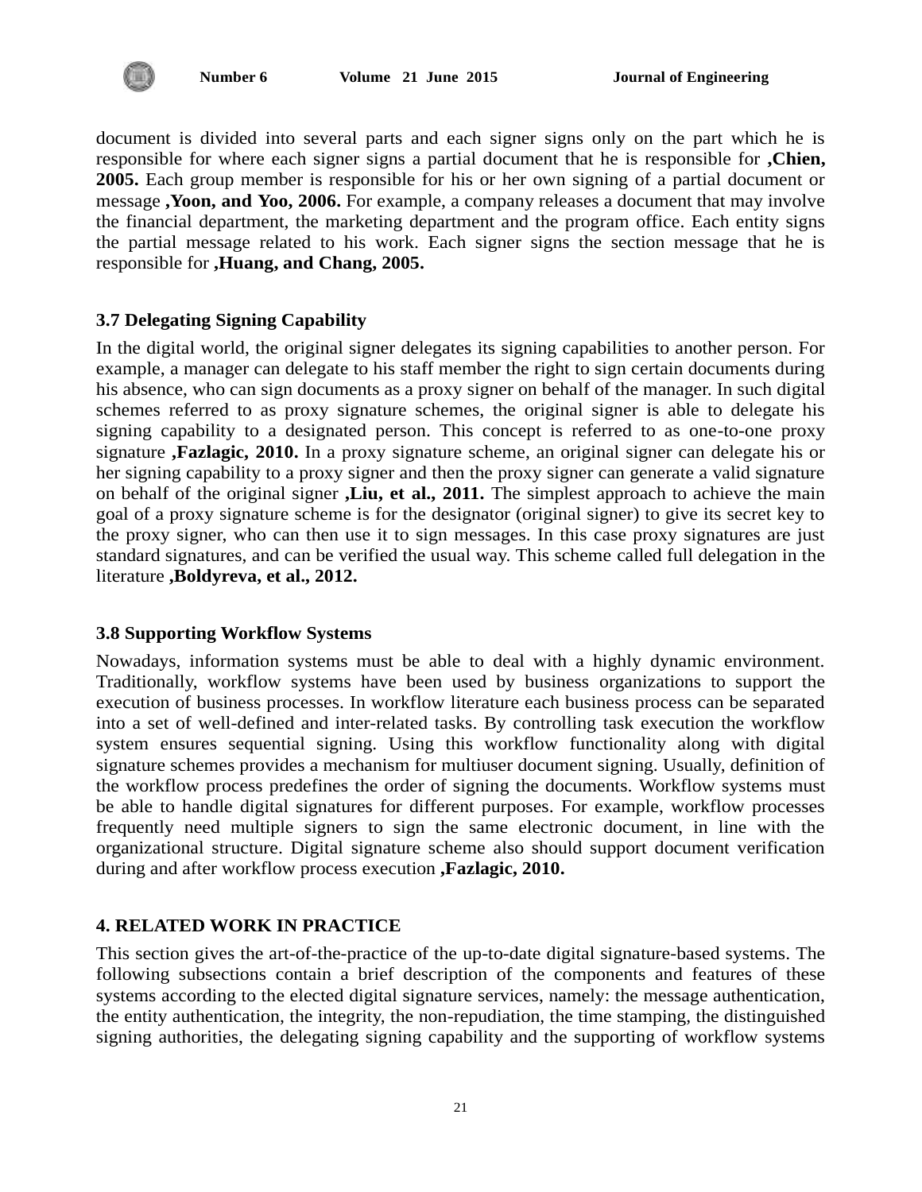document is divided into several parts and each signer signs only on the part which he is responsible for where each signer signs a partial document that he is responsible for **,Chien, 2005.** Each group member is responsible for his or her own signing of a partial document or message **,Yoon, and Yoo, 2006.** For example, a company releases a document that may involve the financial department, the marketing department and the program office. Each entity signs the partial message related to his work. Each signer signs the section message that he is responsible for **,Huang, and Chang, 2005.**

### 3.7 Delegating Signing Capability

In the digital world, the original signer delegates its signing capabilities to another person. For example, a manager can delegate to his staff member the right to sign certain documents during his absence, who can sign documents as a proxy signer on behalf of the manager. In such digital schemes referred to as proxy signature schemes, the original signer is able to delegate his signing capability to a designated person. This concept is referred to as one-to-one proxy signature **,Fazlagic, 2010.** In a proxy signature scheme, an original signer can delegate his or her signing capability to a proxy signer and then the proxy signer can generate a valid signature on behalf of the original signer **,Liu, et al., 2011.** The simplest approach to achieve the main goal of a proxy signature scheme is for the designator (original signer) to give its secret key to the proxy signer, who can then use it to sign messages. In this case proxy signatures are just standard signatures, and can be verified the usual way. This scheme called full delegation in the literature **,Boldyreva, et al., 2012.**

### 3.8 Supporting Workflow Systems

Nowadays, information systems must be able to deal with a highly dynamic environment. Traditionally, workflow systems have been used by business organizations to support the execution of business processes. In workflow literature each business process can be separated into a set of well-defined and inter-related tasks. By controlling task execution the workflow system ensures sequential signing. Using this workflow functionality along with digital signature schemes provides a mechanism for multiuser document signing. Usually, definition of the workflow process predefines the order of signing the documents. Workflow systems must be able to handle digital signatures for different purposes. For example, workflow processes frequently need multiple signers to sign the same electronic document, in line with the organizational structure. Digital signature scheme also should support document verification during and after workflow process execution **,Fazlagic, 2010.**

## 4. RELATED WORK IN PRACTICE

This section gives the art-of-the-practice of the up-to-date digital signature-based systems. The following subsections contain a brief description of the components and features of these systems according to the elected digital signature services, namely: the message authentication, the entity authentication, the integrity, the non-repudiation, the time stamping, the distinguished signing authorities, the delegating signing capability and the supporting of workflow systems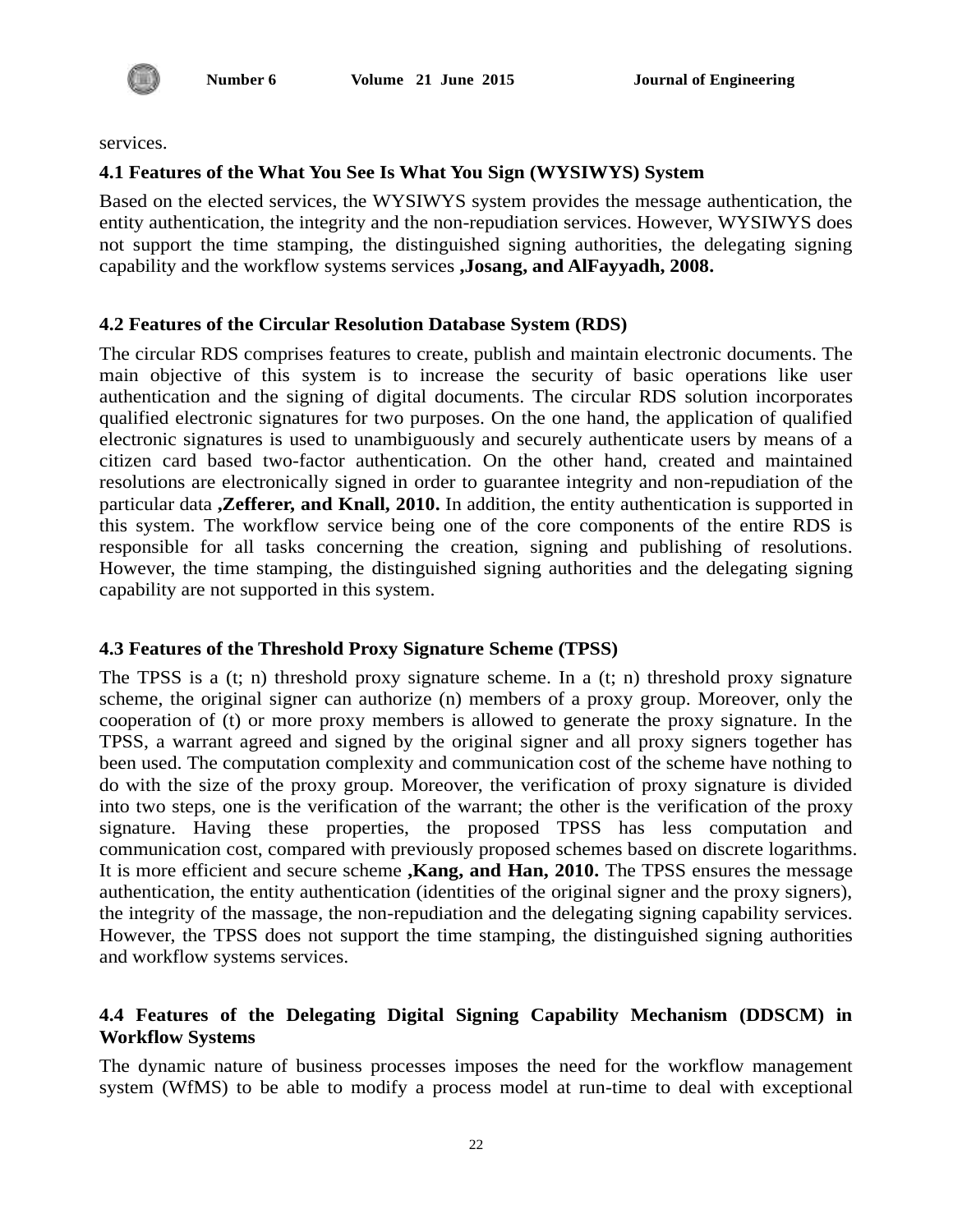services.

### 4.1 Features of the What You See Is What You Sign (WYSIWYS) System

Based on the elected services, the WYSIWYS system provides the message authentication, the entity authentication, the integrity and the non-repudiation services. However, WYSIWYS does not support the time stamping, the distinguished signing authorities, the delegating signing capability and the workflow systems services **,Josang, and AlFayyadh, 2008.**

### 4.2 Features of the Circular Resolution Database System (RDS)

The circular RDS comprises features to create, publish and maintain electronic documents. The main objective of this system is to increase the security of basic operations like user authentication and the signing of digital documents. The circular RDS solution incorporates qualified electronic signatures for two purposes. On the one hand, the application of qualified electronic signatures is used to unambiguously and securely authenticate users by means of a citizen card based two-factor authentication. On the other hand, created and maintained resolutions are electronically signed in order to guarantee integrity and non-repudiation of the particular data **,Zefferer, and Knall, 2010.** In addition, the entity authentication is supported in this system. The workflow service being one of the core components of the entire RDS is responsible for all tasks concerning the creation, signing and publishing of resolutions. However, the time stamping, the distinguished signing authorities and the delegating signing capability are not supported in this system.

### 4.3 Features of the Threshold Proxy Signature Scheme (TPSS)

The TPSS is a (t; n) threshold proxy signature scheme. In a (t; n) threshold proxy signature scheme, the original signer can authorize (n) members of a proxy group. Moreover, only the cooperation of (t) or more proxy members is allowed to generate the proxy signature. In the TPSS, a warrant agreed and signed by the original signer and all proxy signers together has been used. The computation complexity and communication cost of the scheme have nothing to do with the size of the proxy group. Moreover, the verification of proxy signature is divided into two steps, one is the verification of the warrant; the other is the verification of the proxy signature. Having these properties, the proposed TPSS has less computation and communication cost, compared with previously proposed schemes based on discrete logarithms. It is more efficient and secure scheme **,Kang, and Han, 2010.** The TPSS ensures the message authentication, the entity authentication (identities of the original signer and the proxy signers), the integrity of the massage, the non-repudiation and the delegating signing capability services. However, the TPSS does not support the time stamping, the distinguished signing authorities and workflow systems services.

### 4.4 Features of the Delegating Digital Signing Capability Mechanism (DDSCM) in Workflow Systems

The dynamic nature of business processes imposes the need for the workflow management system (WfMS) to be able to modify a process model at run-time to deal with exceptional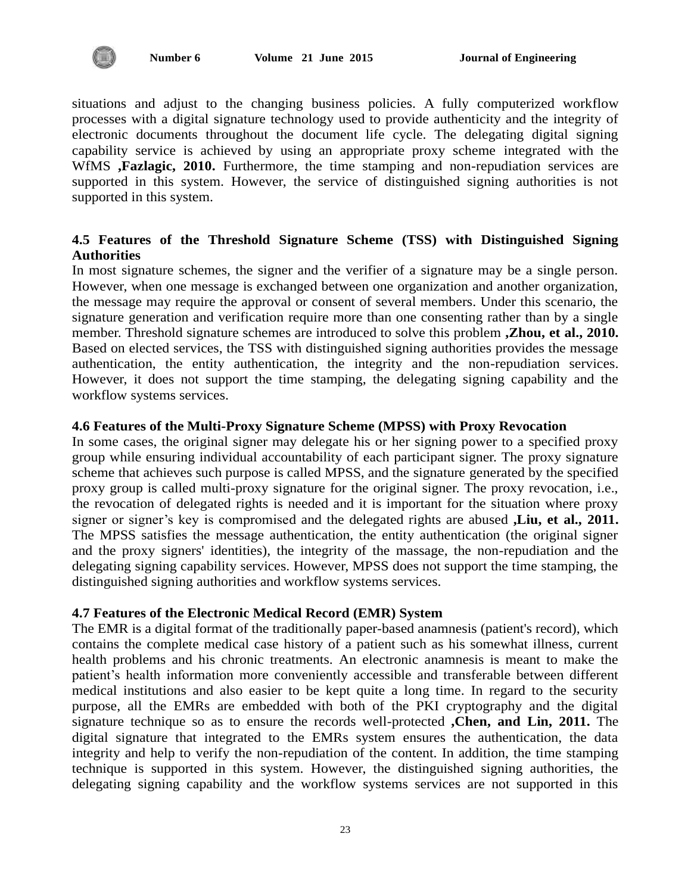situations and adjust to the changing business policies. A fully computerized workflow processes with a digital signature technology used to provide authenticity and the integrity of electronic documents throughout the document life cycle. The delegating digital signing capability service is achieved by using an appropriate proxy scheme integrated with the WfMS **,Fazlagic, 2010.** Furthermore, the time stamping and non-repudiation services are supported in this system. However, the service of distinguished signing authorities is not supported in this system.

### 4.5 Features of the Threshold Signature Scheme (TSS) with Distinguished Signing Authorities

In most signature schemes, the signer and the verifier of a signature may be a single person. However, when one message is exchanged between one organization and another organization, the message may require the approval or consent of several members. Under this scenario, the signature generation and verification require more than one consenting rather than by a single member. Threshold signature schemes are introduced to solve this problem **,Zhou, et al., 2010.** Based on elected services, the TSS with distinguished signing authorities provides the message authentication, the entity authentication, the integrity and the non-repudiation services. However, it does not support the time stamping, the delegating signing capability and the workflow systems services.

### 4.6 Features of the Multi-Proxy Signature Scheme (MPSS) with Proxy Revocation

In some cases, the original signer may delegate his or her signing power to a specified proxy group while ensuring individual accountability of each participant signer. The proxy signature scheme that achieves such purpose is called MPSS, and the signature generated by the specified proxy group is called multi-proxy signature for the original signer. The proxy revocation, i.e., the revocation of delegated rights is needed and it is important for the situation where proxy signer or signer's key is compromised and the delegated rights are abused **,Liu, et al., 2011.** The MPSS satisfies the message authentication, the entity authentication (the original signer and the proxy signers' identities), the integrity of the massage, the non-repudiation and the delegating signing capability services. However, MPSS does not support the time stamping, the distinguished signing authorities and workflow systems services.

### 4.7 Features of the Electronic Medical Record (EMR) System

The EMR is a digital format of the traditionally paper-based anamnesis (patient's record), which contains the complete medical case history of a patient such as his somewhat illness, current health problems and his chronic treatments. An electronic anamnesis is meant to make the patient's health information more conveniently accessible and transferable between different medical institutions and also easier to be kept quite a long time. In regard to the security purpose, all the EMRs are embedded with both of the PKI cryptography and the digital signature technique so as to ensure the records well-protected **,Chen, and Lin, 2011.** The digital signature that integrated to the EMRs system ensures the authentication, the data integrity and help to verify the non-repudiation of the content. In addition, the time stamping technique is supported in this system. However, the distinguished signing authorities, the delegating signing capability and the workflow systems services are not supported in this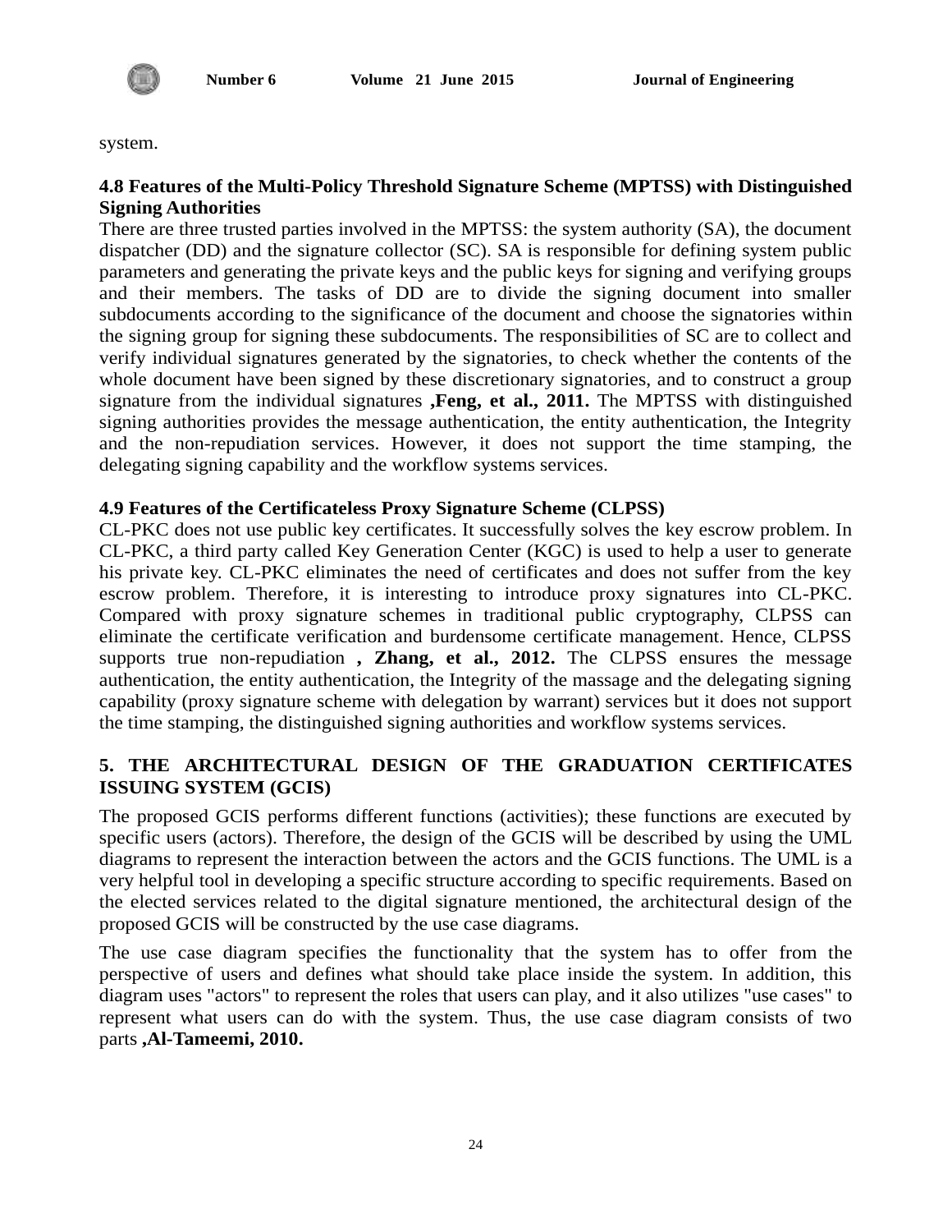system.

### 4.8 Features of the Multi-Policy Threshold Signature Scheme (MPTSS) with Distinguished Signing Authorities

There are three trusted parties involved in the MPTSS: the system authority (SA), the document dispatcher (DD) and the signature collector (SC). SA is responsible for defining system public parameters and generating the private keys and the public keys for signing and verifying groups and their members. The tasks of DD are to divide the signing document into smaller subdocuments according to the significance of the document and choose the signatories within the signing group for signing these subdocuments. The responsibilities of SC are to collect and verify individual signatures generated by the signatories, to check whether the contents of the whole document have been signed by these discretionary signatories, and to construct a group signature from the individual signatures **,Feng, et al., 2011.** The MPTSS with distinguished signing authorities provides the message authentication, the entity authentication, the Integrity and the non-repudiation services. However, it does not support the time stamping, the delegating signing capability and the workflow systems services.

### 4.9 Features of the Certificateless Proxy Signature Scheme (CLPSS)

CL-PKC does not use public key certificates. It successfully solves the key escrow problem. In CL-PKC, a third party called Key Generation Center (KGC) is used to help a user to generate his private key. CL-PKC eliminates the need of certificates and does not suffer from the key escrow problem. Therefore, it is interesting to introduce proxy signatures into CL-PKC. Compared with proxy signature schemes in traditional public cryptography, CLPSS can eliminate the certificate verification and burdensome certificate management. Hence, CLPSS supports true non-repudiation **, Zhang, et al., 2012.** The CLPSS ensures the message authentication, the entity authentication, the Integrity of the massage and the delegating signing capability (proxy signature scheme with delegation by warrant) services but it does not support the time stamping, the distinguished signing authorities and workflow systems services.

## 5. THE ARCHITECTURAL DESIGN OF THE GRADUATION CERTIFICATES ISSUING SYSTEM (GCIS)

The proposed GCIS performs different functions (activities); these functions are executed by specific users (actors). Therefore, the design of the GCIS will be described by using the UML diagrams to represent the interaction between the actors and the GCIS functions. The UML is a very helpful tool in developing a specific structure according to specific requirements. Based on the elected services related to the digital signature mentioned, the architectural design of the proposed GCIS will be constructed by the use case diagrams.

The use case diagram specifies the functionality that the system has to offer from the perspective of users and defines what should take place inside the system. In addition, this diagram uses "actors" to represent the roles that users can play, and it also utilizes "use cases" to represent what users can do with the system. Thus, the use case diagram consists of two parts **,Al-Tameemi, 2010.**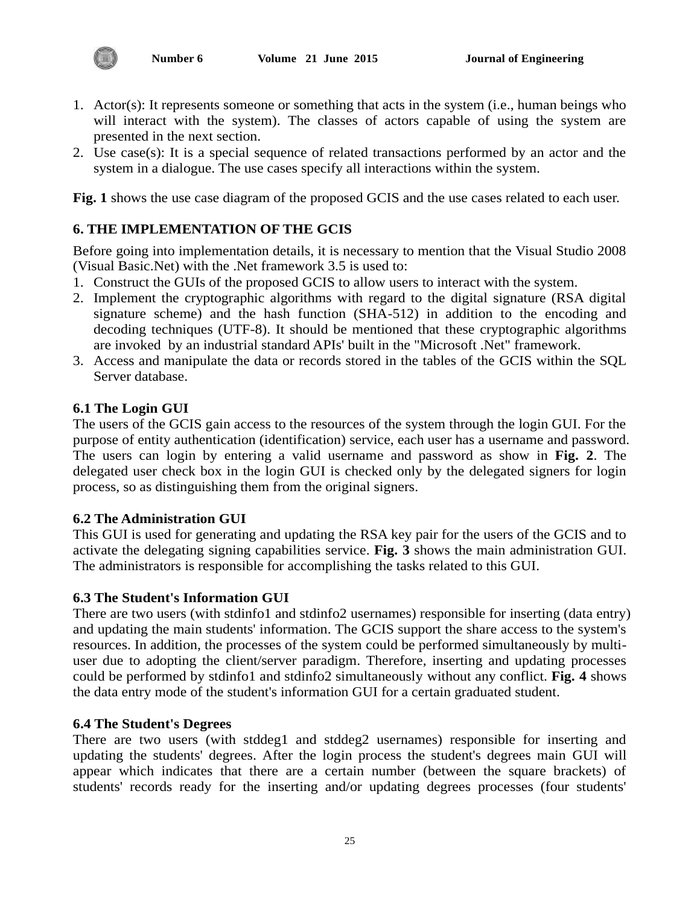1. Actor(s): It represents someone or something that acts in the system (i.e., human beings who will interact with the system). The classes of actors capable of using the system are presented in the next section.
2. Use case(s): It is a special sequence of related transactions performed by an actor and the system in a dialogue. The use cases specify all interactions within the system.

**Fig. 1** shows the use case diagram of the proposed GCIS and the use cases related to each user.

## 6. THE IMPLEMENTATION OF THE GCIS

Before going into implementation details, it is necessary to mention that the Visual Studio 2008 (Visual Basic.Net) with the .Net framework 3.5 is used to:

1. Construct the GUIs of the proposed GCIS to allow users to interact with the system.
2. Implement the cryptographic algorithms with regard to the digital signature (RSA digital signature scheme) and the hash function (SHA-512) in addition to the encoding and decoding techniques (UTF-8). It should be mentioned that these cryptographic algorithms are invoked by an industrial standard APIs' built in the "Microsoft .Net" framework.
3. Access and manipulate the data or records stored in the tables of the GCIS within the SQL Server database.

### 6.1 The Login GUI

The users of the GCIS gain access to the resources of the system through the login GUI. For the purpose of entity authentication (identification) service, each user has a username and password. The users can login by entering a valid username and password as show in **Fig. 2**. The delegated user check box in the login GUI is checked only by the delegated signers for login process, so as distinguishing them from the original signers.

### 6.2 The Administration GUI

This GUI is used for generating and updating the RSA key pair for the users of the GCIS and to activate the delegating signing capabilities service. **Fig. 3** shows the main administration GUI. The administrators is responsible for accomplishing the tasks related to this GUI.

### 6.3 The Student's Information GUI

There are two users (with stdinfo1 and stdinfo2 usernames) responsible for inserting (data entry) and updating the main students' information. The GCIS support the share access to the system's resources. In addition, the processes of the system could be performed simultaneously by multi-user due to adopting the client/server paradigm. Therefore, inserting and updating processes could be performed by stdinfo1 and stdinfo2 simultaneously without any conflict. **Fig. 4** shows the data entry mode of the student's information GUI for a certain graduated student.

### 6.4 The Student's Degrees

There are two users (with stddeg1 and stddeg2 usernames) responsible for inserting and updating the students' degrees. After the login process the student's degrees main GUI will appear which indicates that there are a certain number (between the square brackets) of students' records ready for the inserting and/or updating degrees processes (four students'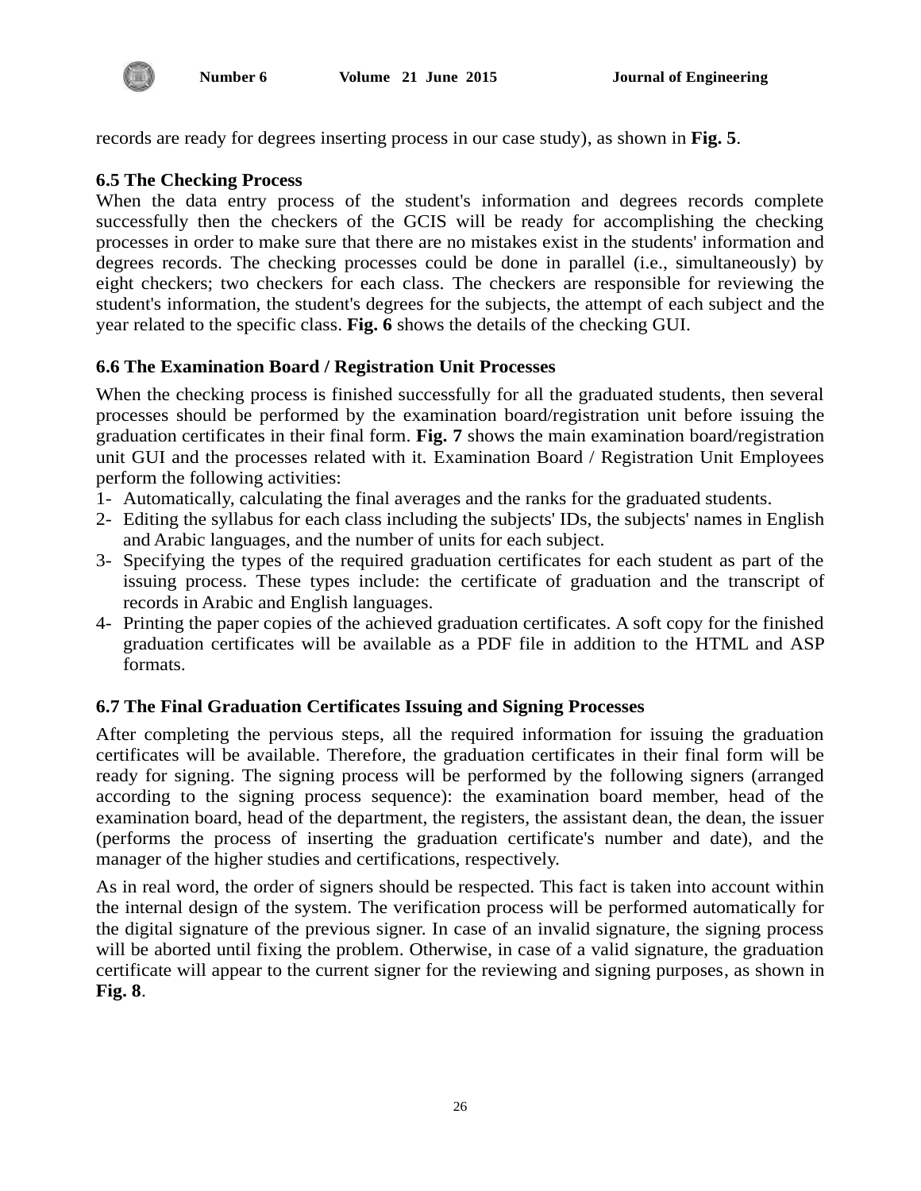records are ready for degrees inserting process in our case study), as shown in **Fig. 5**.

### 6.5 The Checking Process

When the data entry process of the student's information and degrees records complete successfully then the checkers of the GCIS will be ready for accomplishing the checking processes in order to make sure that there are no mistakes exist in the students' information and degrees records. The checking processes could be done in parallel (i.e., simultaneously) by eight checkers; two checkers for each class. The checkers are responsible for reviewing the student's information, the student's degrees for the subjects, the attempt of each subject and the year related to the specific class. **Fig. 6** shows the details of the checking GUI.

### 6.6 The Examination Board / Registration Unit Processes

When the checking process is finished successfully for all the graduated students, then several processes should be performed by the examination board/registration unit before issuing the graduation certificates in their final form. **Fig. 7** shows the main examination board/registration unit GUI and the processes related with it. Examination Board / Registration Unit Employees perform the following activities:

1- Automatically, calculating the final averages and the ranks for the graduated students.
2- Editing the syllabus for each class including the subjects' IDs, the subjects' names in English and Arabic languages, and the number of units for each subject.
3- Specifying the types of the required graduation certificates for each student as part of the issuing process. These types include: the certificate of graduation and the transcript of records in Arabic and English languages.
4- Printing the paper copies of the achieved graduation certificates. A soft copy for the finished graduation certificates will be available as a PDF file in addition to the HTML and ASP formats.

### 6.7 The Final Graduation Certificates Issuing and Signing Processes

After completing the pervious steps, all the required information for issuing the graduation certificates will be available. Therefore, the graduation certificates in their final form will be ready for signing. The signing process will be performed by the following signers (arranged according to the signing process sequence): the examination board member, head of the examination board, head of the department, the registers, the assistant dean, the dean, the issuer (performs the process of inserting the graduation certificate's number and date), and the manager of the higher studies and certifications, respectively.

As in real word, the order of signers should be respected. This fact is taken into account within the internal design of the system. The verification process will be performed automatically for the digital signature of the previous signer. In case of an invalid signature, the signing process will be aborted until fixing the problem. Otherwise, in case of a valid signature, the graduation certificate will appear to the current signer for the reviewing and signing purposes, as shown in **Fig. 8**.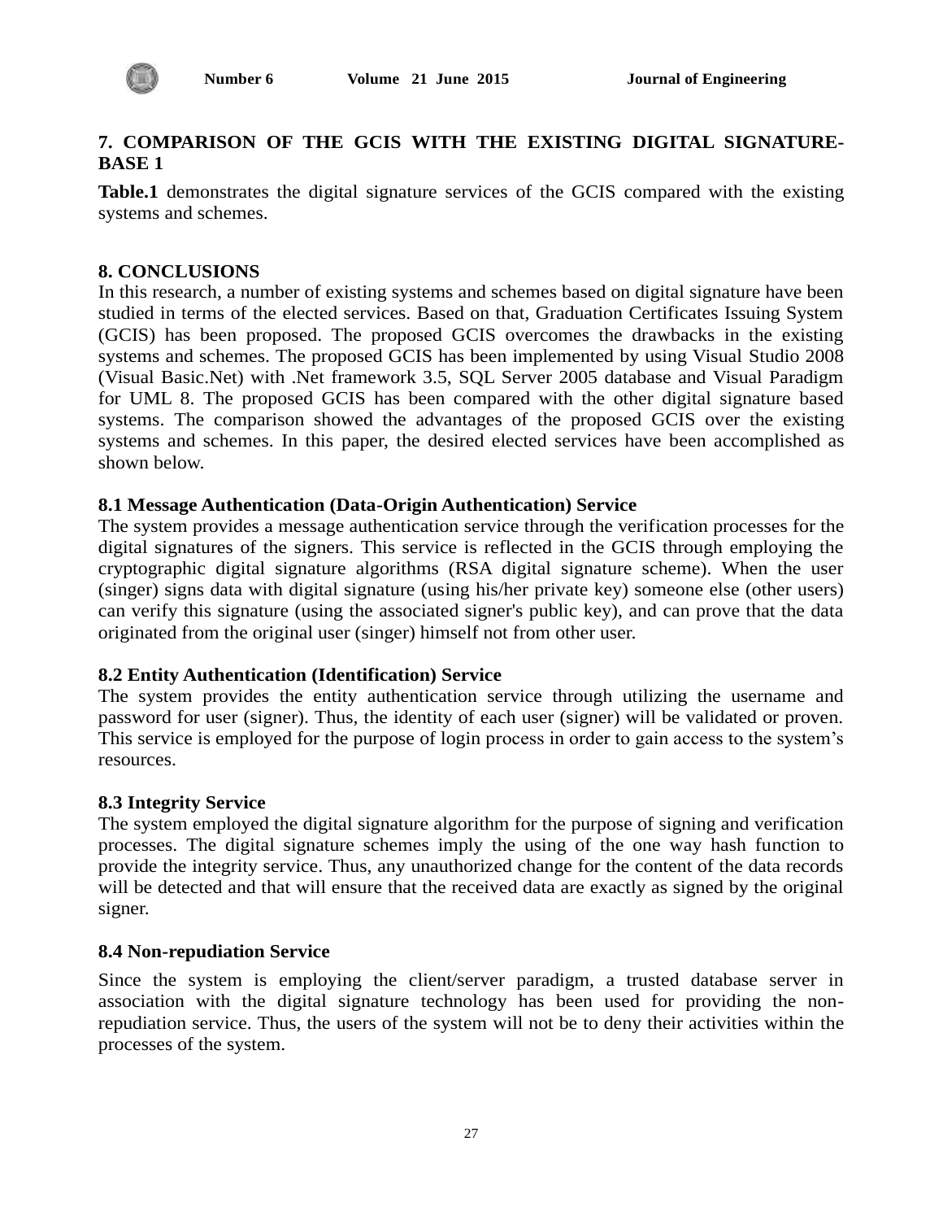## 7. COMPARISON OF THE GCIS WITH THE EXISTING DIGITAL SIGNATURE-BASE 1

**Table.1** demonstrates the digital signature services of the GCIS compared with the existing systems and schemes.

## 8. CONCLUSIONS

In this research, a number of existing systems and schemes based on digital signature have been studied in terms of the elected services. Based on that, Graduation Certificates Issuing System (GCIS) has been proposed. The proposed GCIS overcomes the drawbacks in the existing systems and schemes. The proposed GCIS has been implemented by using Visual Studio 2008 (Visual Basic.Net) with .Net framework 3.5, SQL Server 2005 database and Visual Paradigm for UML 8. The proposed GCIS has been compared with the other digital signature based systems. The comparison showed the advantages of the proposed GCIS over the existing systems and schemes. In this paper, the desired elected services have been accomplished as shown below.

### 8.1 Message Authentication (Data-Origin Authentication) Service

The system provides a message authentication service through the verification processes for the digital signatures of the signers. This service is reflected in the GCIS through employing the cryptographic digital signature algorithms (RSA digital signature scheme). When the user (singer) signs data with digital signature (using his/her private key) someone else (other users) can verify this signature (using the associated signer's public key), and can prove that the data originated from the original user (singer) himself not from other user.

### 8.2 Entity Authentication (Identification) Service

The system provides the entity authentication service through utilizing the username and password for user (signer). Thus, the identity of each user (signer) will be validated or proven. This service is employed for the purpose of login process in order to gain access to the system's resources.

### 8.3 Integrity Service

The system employed the digital signature algorithm for the purpose of signing and verification processes. The digital signature schemes imply the using of the one way hash function to provide the integrity service. Thus, any unauthorized change for the content of the data records will be detected and that will ensure that the received data are exactly as signed by the original signer.

### 8.4 Non-repudiation Service

Since the system is employing the client/server paradigm, a trusted database server in association with the digital signature technology has been used for providing the non-repudiation service. Thus, the users of the system will not be to deny their activities within the processes of the system.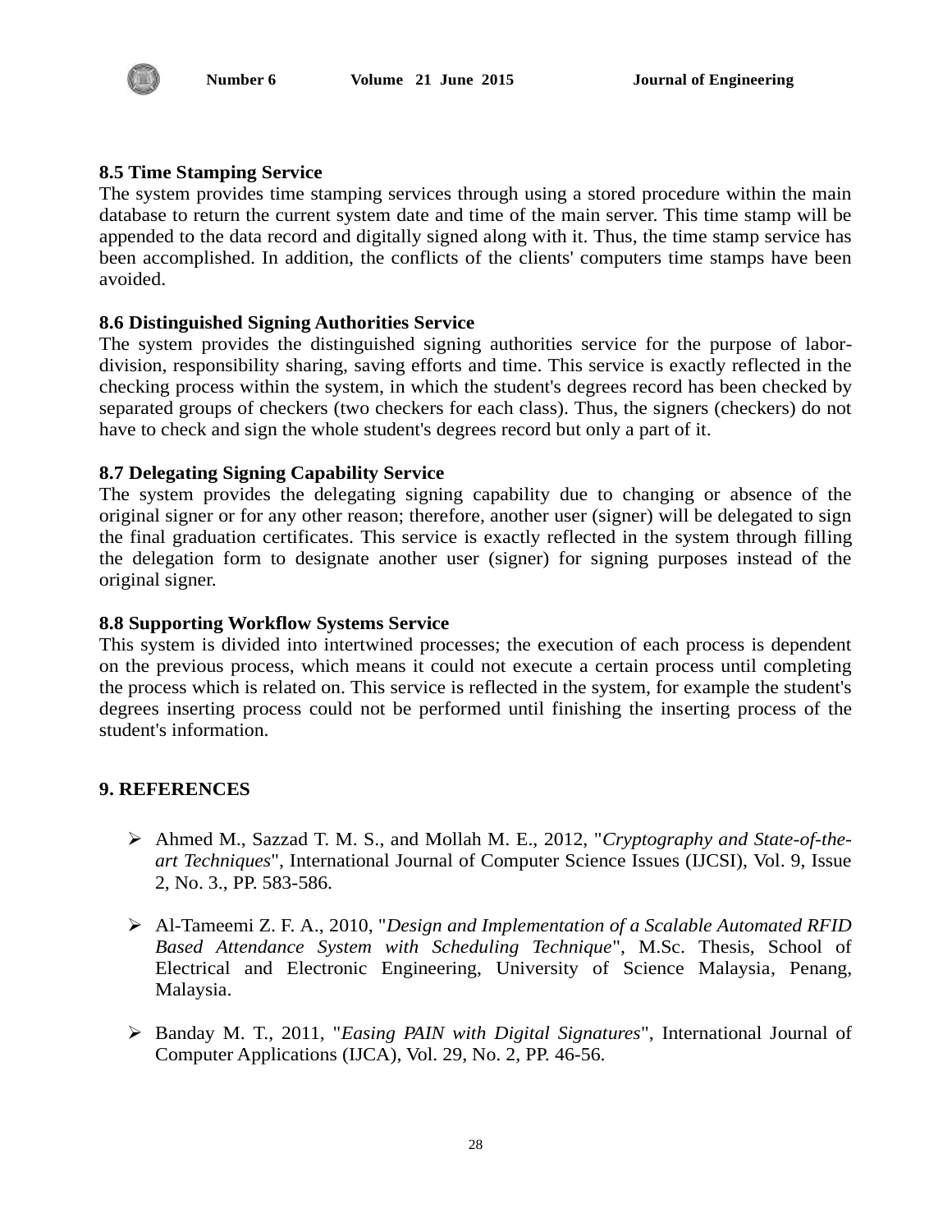### 8.5 Time Stamping Service

The system provides time stamping services through using a stored procedure within the main database to return the current system date and time of the main server. This time stamp will be appended to the data record and digitally signed along with it. Thus, the time stamp service has been accomplished. In addition, the conflicts of the clients' computers time stamps have been avoided.

### 8.6 Distinguished Signing Authorities Service

The system provides the distinguished signing authorities service for the purpose of labor-division, responsibility sharing, saving efforts and time. This service is exactly reflected in the checking process within the system, in which the student's degrees record has been checked by separated groups of checkers (two checkers for each class). Thus, the signers (checkers) do not have to check and sign the whole student's degrees record but only a part of it.

### 8.7 Delegating Signing Capability Service

The system provides the delegating signing capability due to changing or absence of the original signer or for any other reason; therefore, another user (signer) will be delegated to sign the final graduation certificates. This service is exactly reflected in the system through filling the delegation form to designate another user (signer) for signing purposes instead of the original signer.

### 8.8 Supporting Workflow Systems Service

This system is divided into intertwined processes; the execution of each process is dependent on the previous process, which means it could not execute a certain process until completing the process which is related on. This service is reflected in the system, for example the student's degrees inserting process could not be performed until finishing the inserting process of the student's information.

## 9. REFERENCES

- Ahmed M., Sazzad T. M. S., and Mollah M. E., 2012, "*Cryptography and State-of-the-art Techniques*", International Journal of Computer Science Issues (IJCSI), Vol. 9, Issue 2, No. 3., PP. 583-586.

- Al-Tameemi Z. F. A., 2010, "*Design and Implementation of a Scalable Automated RFID Based Attendance System with Scheduling Technique*", M.Sc. Thesis, School of Electrical and Electronic Engineering, University of Science Malaysia, Penang, Malaysia.

- Banday M. T., 2011, "*Easing PAIN with Digital Signatures*", International Journal of Computer Applications (IJCA), Vol. 29, No. 2, PP. 46-56.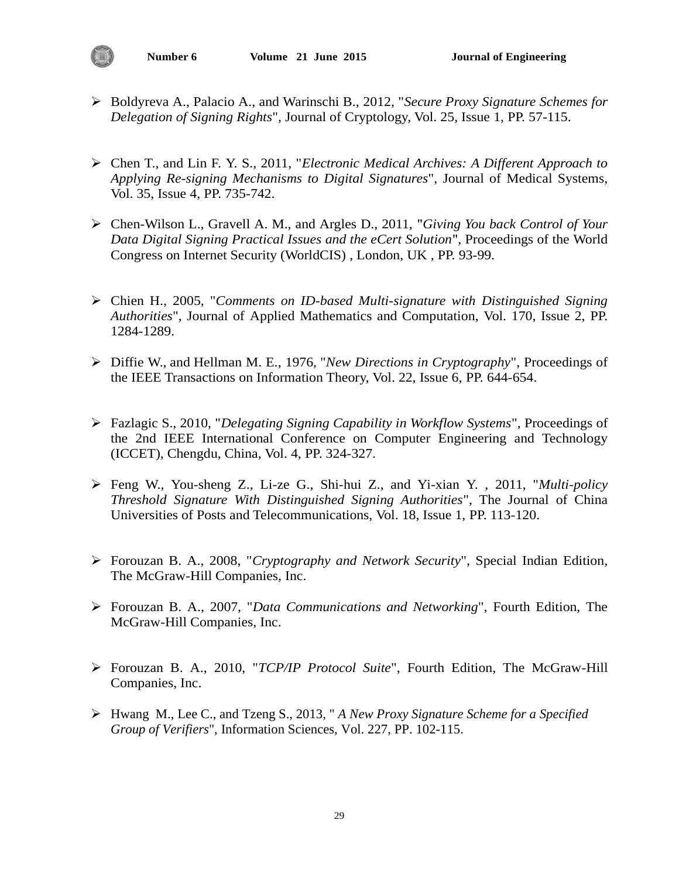- Boldyreva A., Palacio A., and Warinschi B., 2012, "*Secure Proxy Signature Schemes for Delegation of Signing Rights*", Journal of Cryptology, Vol. 25, Issue 1, PP. 57-115.

- Chen T., and Lin F. Y. S., 2011, "*Electronic Medical Archives: A Different Approach to Applying Re-signing Mechanisms to Digital Signatures*", Journal of Medical Systems, Vol. 35, Issue 4, PP. 735-742.

- Chen-Wilson L., Gravell A. M., and Argles D., 2011, "*Giving You back Control of Your Data Digital Signing Practical Issues and the eCert Solution*", Proceedings of the World Congress on Internet Security (WorldCIS) , London, UK , PP. 93-99.

- Chien H., 2005, "*Comments on ID-based Multi-signature with Distinguished Signing Authorities*", Journal of Applied Mathematics and Computation, Vol. 170, Issue 2, PP. 1284-1289.

- Diffie W., and Hellman M. E., 1976, "*New Directions in Cryptography*", Proceedings of the IEEE Transactions on Information Theory, Vol. 22, Issue 6, PP. 644-654.

- Fazlagic S., 2010, "*Delegating Signing Capability in Workflow Systems*", Proceedings of the 2nd IEEE International Conference on Computer Engineering and Technology (ICCET), Chengdu, China, Vol. 4, PP. 324-327.

- Feng W., You-sheng Z., Li-ze G., Shi-hui Z., and Yi-xian Y. , 2011, "*Multi-policy Threshold Signature With Distinguished Signing Authorities*", The Journal of China Universities of Posts and Telecommunications, Vol. 18, Issue 1, PP. 113-120.

- Forouzan B. A., 2008, "*Cryptography and Network Security*", Special Indian Edition, The McGraw-Hill Companies, Inc.

- Forouzan B. A., 2007, "*Data Communications and Networking*", Fourth Edition, The McGraw-Hill Companies, Inc.

- Forouzan B. A., 2010, "*TCP/IP Protocol Suite*", Fourth Edition, The McGraw-Hill Companies, Inc.

- Hwang M., Lee C., and Tzeng S., 2013, " *A New Proxy Signature Scheme for a Specified Group of Verifiers*", Information Sciences, Vol. 227, PP. 102-115.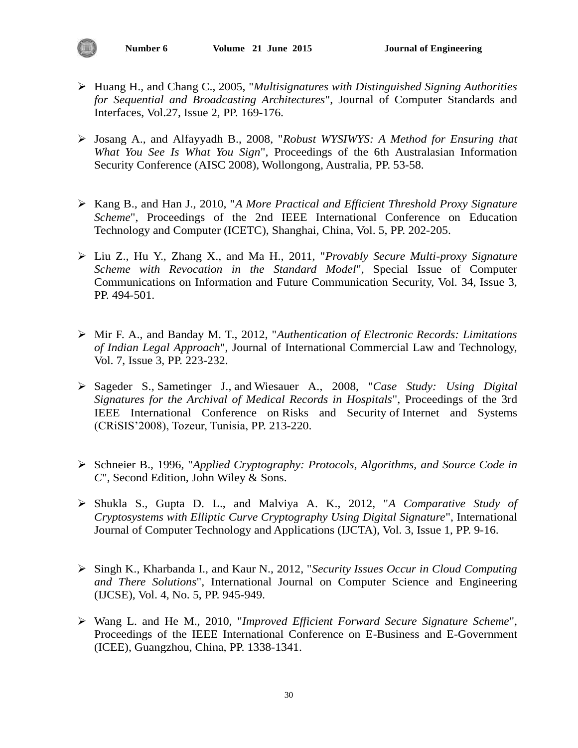- Huang H., and Chang C., 2005, "*Multisignatures with Distinguished Signing Authorities for Sequential and Broadcasting Architectures*", Journal of Computer Standards and Interfaces, Vol.27, Issue 2, PP. 169-176.

- Josang A., and Alfayyadh B., 2008, "*Robust WYSIWYS: A Method for Ensuring that What You See Is What You Sign*", Proceedings of the 6th Australasian Information Security Conference (AISC 2008), Wollongong, Australia, PP. 53-58.

- Kang B., and Han J., 2010, "*A More Practical and Efficient Threshold Proxy Signature Scheme*", Proceedings of the 2nd IEEE International Conference on Education Technology and Computer (ICETC), Shanghai, China, Vol. 5, PP. 202-205.

- Liu Z., Hu Y., Zhang X., and Ma H., 2011, "*Provably Secure Multi-proxy Signature Scheme with Revocation in the Standard Model*", Special Issue of Computer Communications on Information and Future Communication Security, Vol. 34, Issue 3, PP. 494-501.

- Mir F. A., and Banday M. T., 2012, "*Authentication of Electronic Records: Limitations of Indian Legal Approach*", Journal of International Commercial Law and Technology, Vol. 7, Issue 3, PP. 223-232.

- Sageder S., Sametinger J., and Wiesauer A., 2008, "*Case Study: Using Digital Signatures for the Archival of Medical Records in Hospitals*", Proceedings of the 3rd IEEE International Conference on Risks and Security of Internet and Systems (CRiSIS'2008), Tozeur, Tunisia, PP. 213-220.

- Schneier B., 1996, "*Applied Cryptography: Protocols, Algorithms, and Source Code in C*", Second Edition, John Wiley & Sons.

- Shukla S., Gupta D. L., and Malviya A. K., 2012, "*A Comparative Study of Cryptosystems with Elliptic Curve Cryptography Using Digital Signature*", International Journal of Computer Technology and Applications (IJCTA), Vol. 3, Issue 1, PP. 9-16.

- Singh K., Kharbanda I., and Kaur N., 2012, "*Security Issues Occur in Cloud Computing and There Solutions*", International Journal on Computer Science and Engineering (IJCSE), Vol. 4, No. 5, PP. 945-949.

- Wang L. and He M., 2010, "*Improved Efficient Forward Secure Signature Scheme*", Proceedings of the IEEE International Conference on E-Business and E-Government (ICEE), Guangzhou, China, PP. 1338-1341.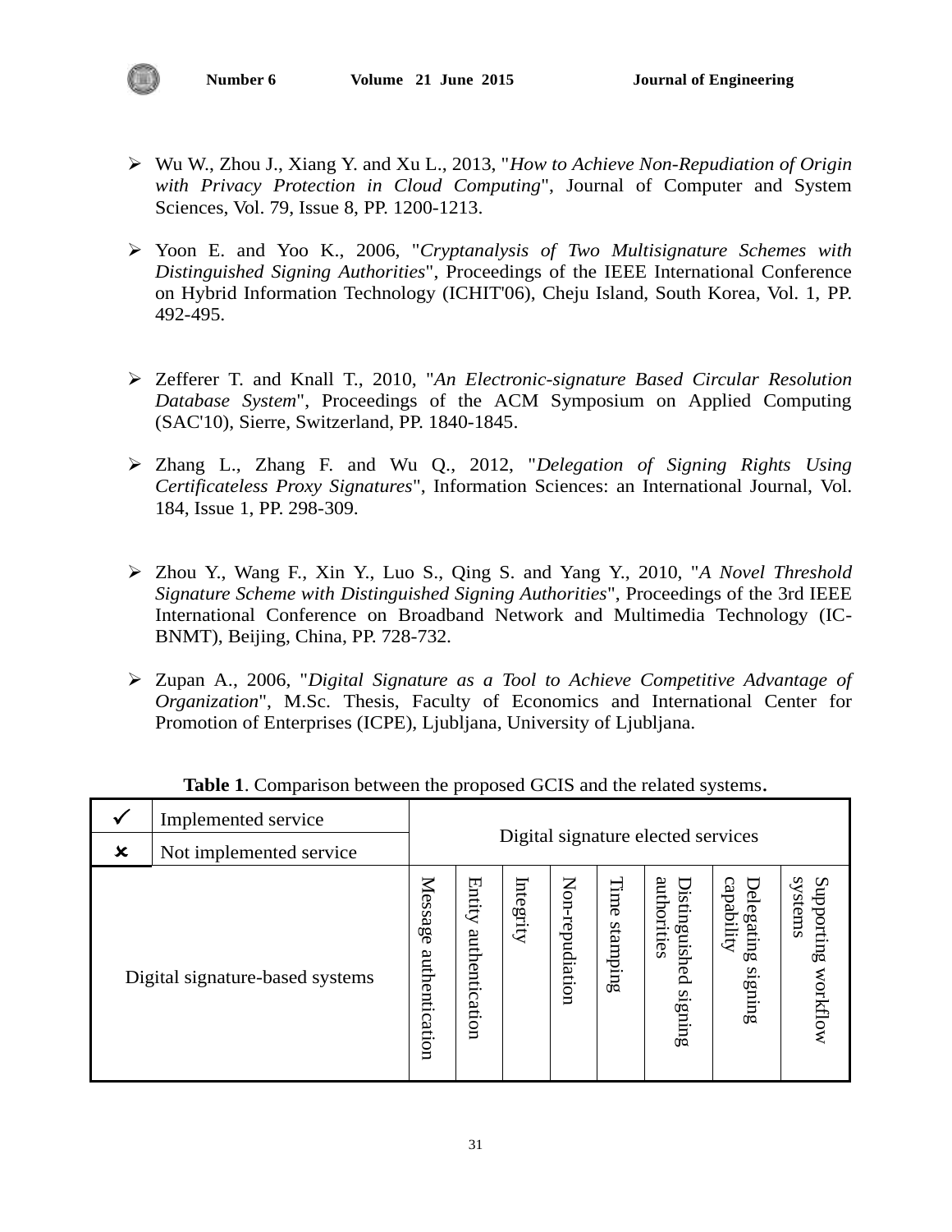- Wu W., Zhou J., Xiang Y. and Xu L., 2013, "*How to Achieve Non-Repudiation of Origin with Privacy Protection in Cloud Computing*", Journal of Computer and System Sciences, Vol. 79, Issue 8, PP. 1200-1213.

- Yoon E. and Yoo K., 2006, "*Cryptanalysis of Two Multisignature Schemes with Distinguished Signing Authorities*", Proceedings of the IEEE International Conference on Hybrid Information Technology (ICHIT'06), Cheju Island, South Korea, Vol. 1, PP. 492-495.

- Zefferer T. and Knall T., 2010, "*An Electronic-signature Based Circular Resolution Database System*", Proceedings of the ACM Symposium on Applied Computing (SAC'10), Sierre, Switzerland, PP. 1840-1845.

- Zhang L., Zhang F. and Wu Q., 2012, "*Delegation of Signing Rights Using Certificateless Proxy Signatures*", Information Sciences: an International Journal, Vol. 184, Issue 1, PP. 298-309.

- Zhou Y., Wang F., Xin Y., Luo S., Qing S. and Yang Y., 2010, "*A Novel Threshold Signature Scheme with Distinguished Signing Authorities*", Proceedings of the 3rd IEEE International Conference on Broadband Network and Multimedia Technology (IC-BNMT), Beijing, China, PP. 728-732.

- Zupan A., 2006, "*Digital Signature as a Tool to Achieve Competitive Advantage of Organization*", M.Sc. Thesis, Faculty of Economics and International Center for Promotion of Enterprises (ICPE), Ljubljana, University of Ljubljana.

**Table 1**. Comparison between the proposed GCIS and the related systems.

| ✓ | Implemented service | Digital signature elected services | | | | | | | |
|---|---|---|---|---|---|---|---|---|---|
| ✗ | Not implemented service | | | | | | | | |
| Digital signature-based systems | | Message authentication | Entity authentication | Integrity | Non-repudiation | Time stamping | Distinguished signing authorities | Delegating signing capability | Supporting workflow systems |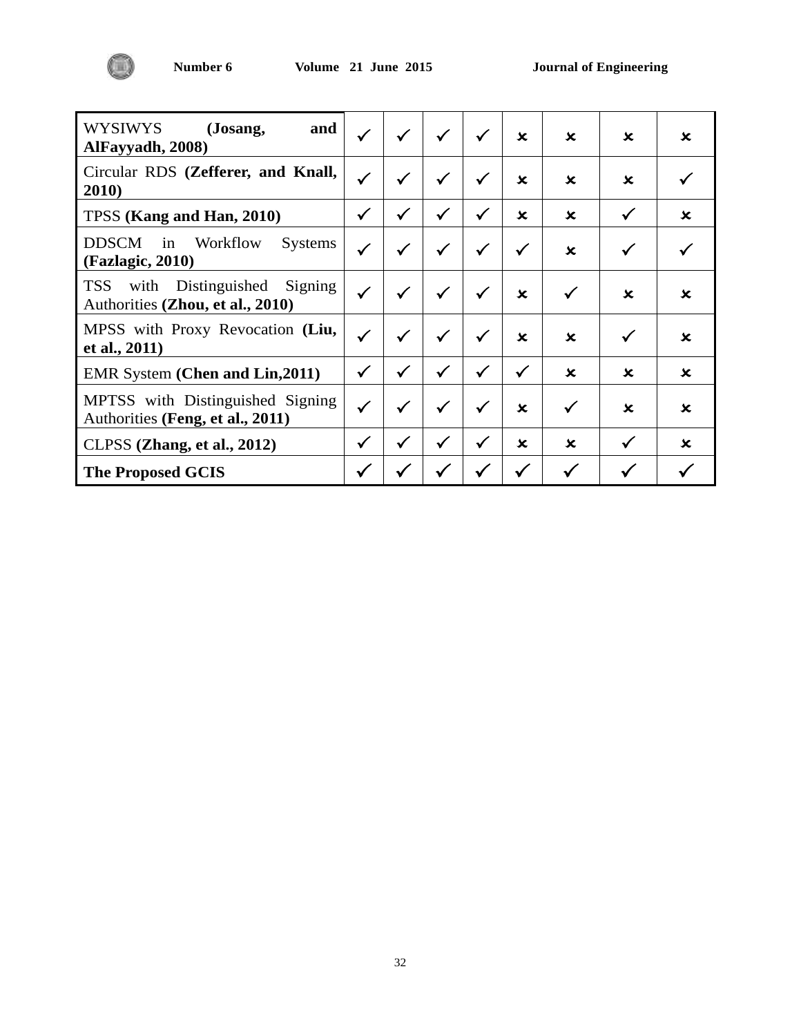| | | | | | | | | |
|---|---|---|---|---|---|---|---|---|
| WYSIWYS **(Josang, and AlFayyadh, 2008)** | ✓ | ✓ | ✓ | ✓ | ✗ | ✗ | ✗ | ✗ |
| Circular RDS **(Zefferer, and Knall, 2010)** | ✓ | ✓ | ✓ | ✓ | ✗ | ✗ | ✗ | ✓ |
| TPSS **(Kang and Han, 2010)** | ✓ | ✓ | ✓ | ✓ | ✗ | ✗ | ✓ | ✗ |
| DDSCM in Workflow Systems **(Fazlagic, 2010)** | ✓ | ✓ | ✓ | ✓ | ✓ | ✗ | ✓ | ✓ |
| TSS with Distinguished Signing Authorities **(Zhou, et al., 2010)** | ✓ | ✓ | ✓ | ✓ | ✗ | ✓ | ✗ | ✗ |
| MPSS with Proxy Revocation **(Liu, et al., 2011)** | ✓ | ✓ | ✓ | ✓ | ✗ | ✗ | ✓ | ✗ |
| EMR System **(Chen and Lin,2011)** | ✓ | ✓ | ✓ | ✓ | ✓ | ✗ | ✗ | ✗ |
| MPTSS with Distinguished Signing Authorities **(Feng, et al., 2011)** | ✓ | ✓ | ✓ | ✓ | ✗ | ✓ | ✗ | ✗ |
| CLPSS **(Zhang, et al., 2012)** | ✓ | ✓ | ✓ | ✓ | ✗ | ✗ | ✓ | ✗ |
| **The Proposed GCIS** | ✓ | ✓ | ✓ | ✓ | ✓ | ✓ | ✓ | ✓ |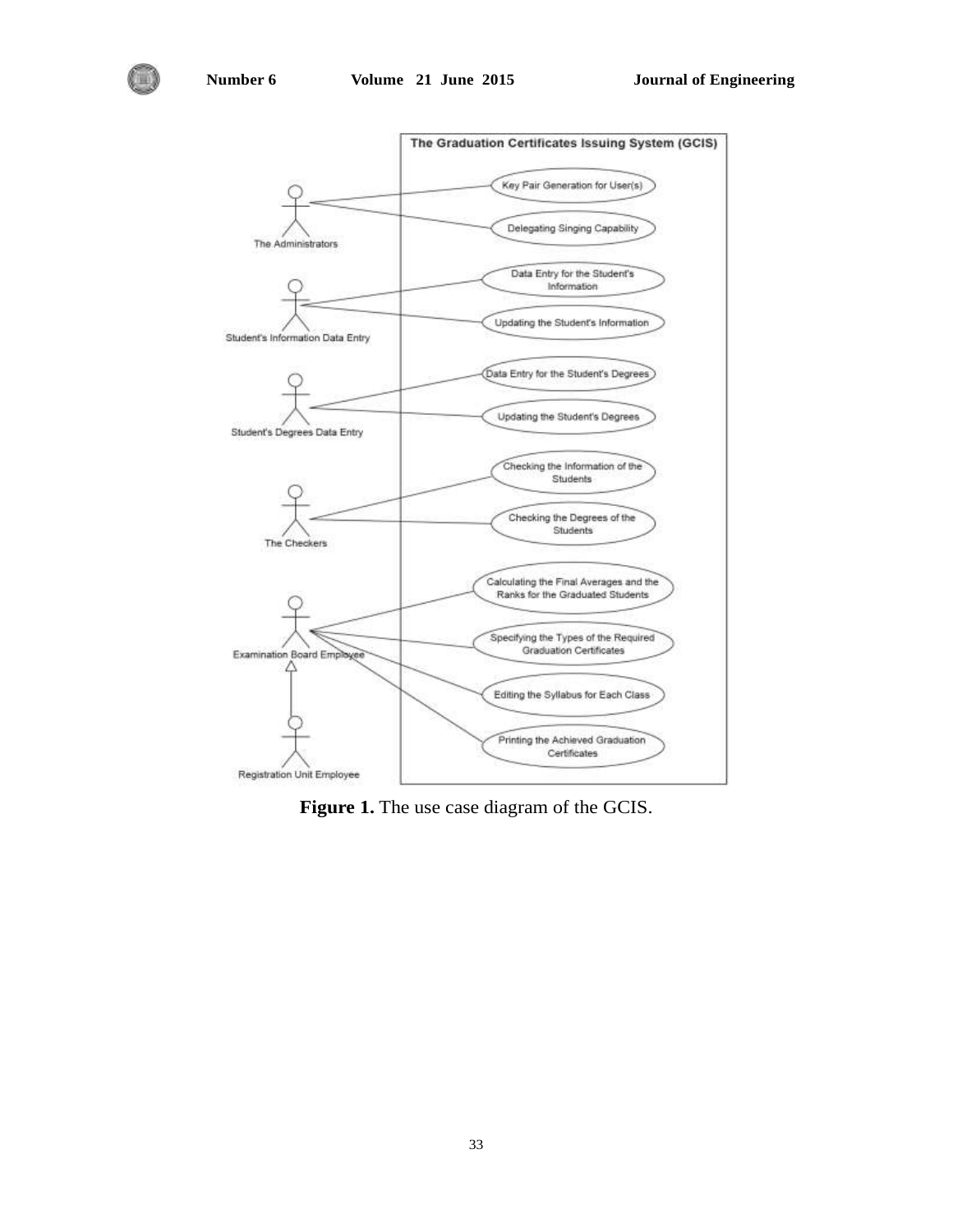**The Graduation Certificates Issuing System (GCIS)**

- **The Administrators**
  - Key Pair Generation for User(s)
  - Delegating Singing Capability
- **Student's Information Data Entry**
  - Data Entry for the Student's Information
  - Updating the Student's Information
- **Student's Degrees Data Entry**
  - Data Entry for the Student's Degrees
  - Updating the Student's Degrees
- **The Checkers**
  - Checking the Information of the Students
  - Checking the Degrees of the Students
- **Examination Board Employee**
  - Calculating the Final Averages and the Ranks for the Graduated Students
  - Specifying the Types of the Required Graduation Certificates
  - Editing the Syllabus for Each Class
  - Printing the Achieved Graduation Certificates
- **Registration Unit Employee** (generalization of Examination Board Employee)

**Figure 1.** The use case diagram of the GCIS.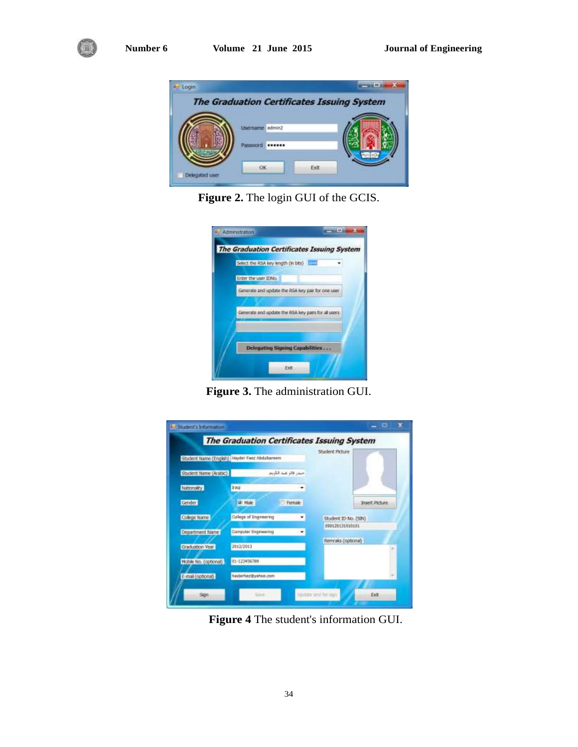**Figure 2.** The login GUI of the GCIS.

**Figure 3.** The administration GUI.

**Figure 4** The student's information GUI.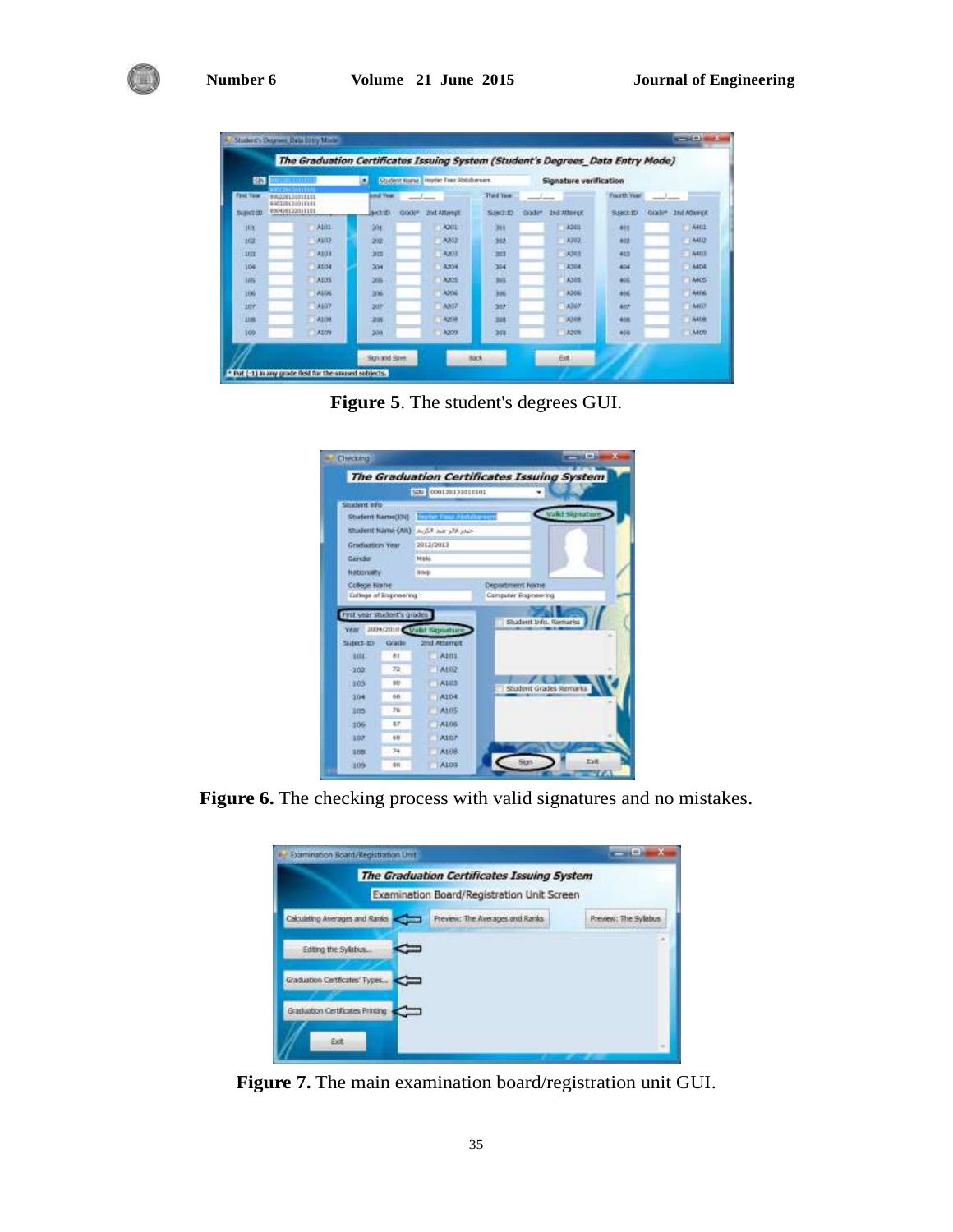**Figure 5**. The student's degrees GUI.

**Figure 6.** The checking process with valid signatures and no mistakes.

**Figure 7.** The main examination board/registration unit GUI.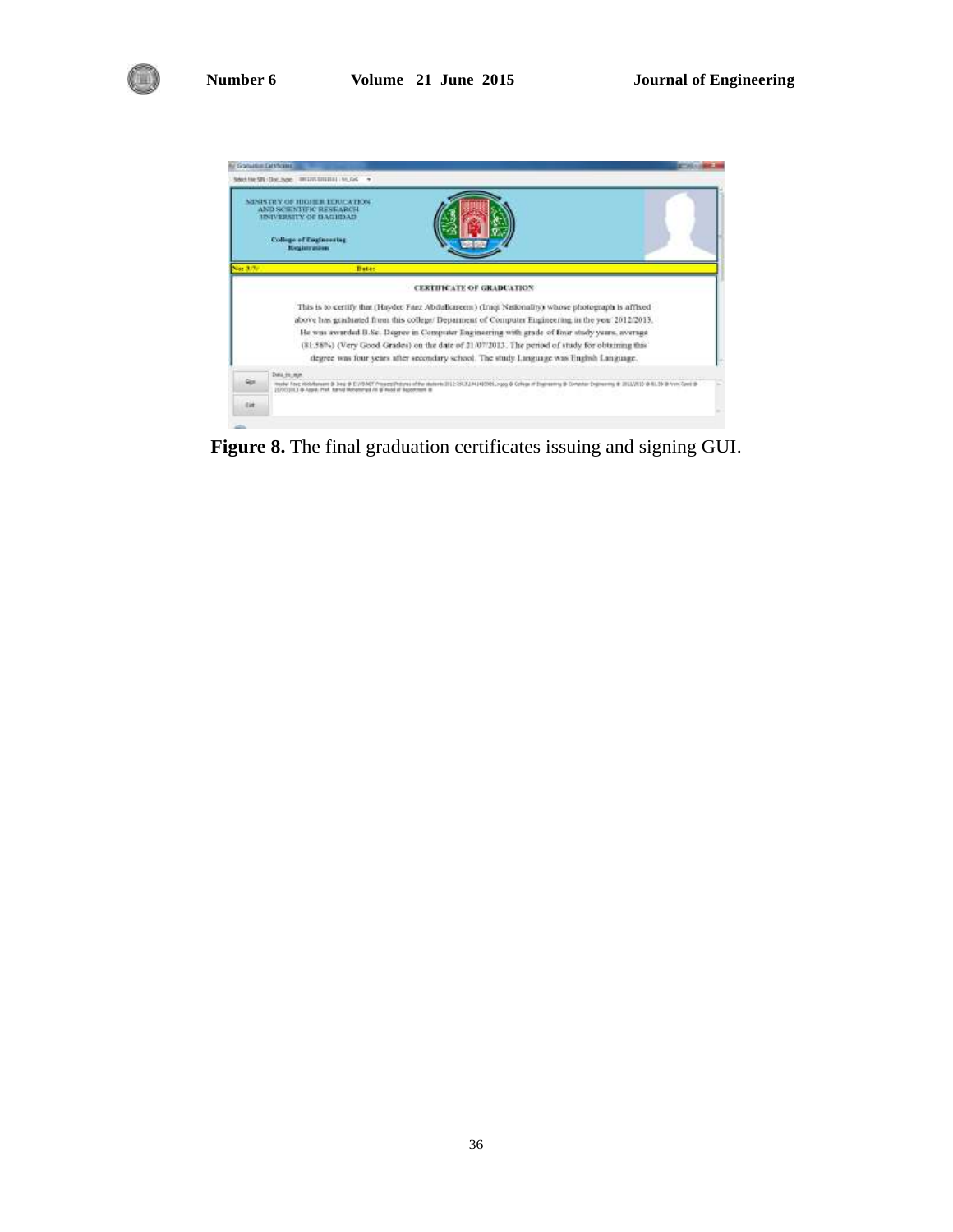**Figure 8.** The final graduation certificates issuing and signing GUI.